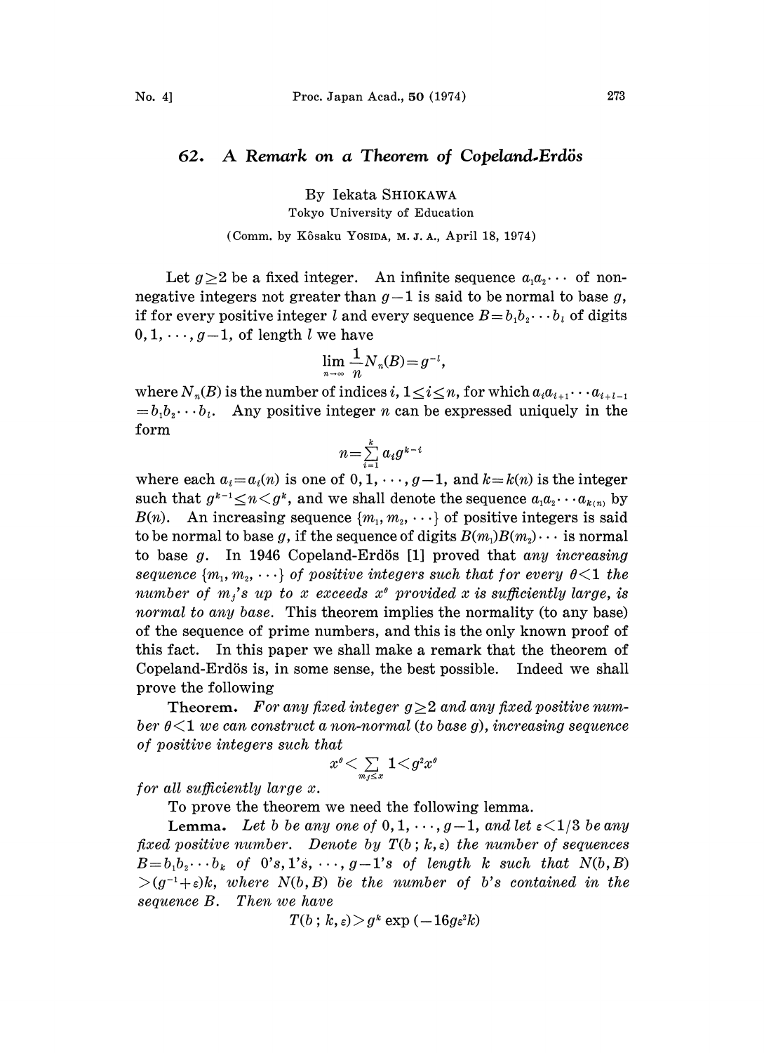# 62. A Remark on a Theorem of Copeland-Erdös

By Iekata SHIOKAWA

Tokyo University of Education

(Comm. by Kôsaku YOSIDA, M. J. A., April 18, 1974)

Let $g \geq 2$ be a fixed integer. An infinite sequence $a_1 a_2 \cdots$ of non-negative integers not greater than $g-1$ is said to be normal to base $g$, if for every positive integer $l$ and every sequence $B = b_1 b_2 \cdots b_l$ of digits $0, 1, \cdots, g-1$, of length $l$ we have

$$\lim_{n \to \infty} \frac{1}{n} N_n(B) = g^{-l},$$

where $N_n(B)$ is the number of indices $i$, $1 \leq i \leq n$, for which $a_i a_{i+1} \cdots a_{i+l-1} = b_1 b_2 \cdots b_l$. Any positive integer $n$ can be expressed uniquely in the form

$$n = \sum_{i=1}^{k} a_i g^{k-i}$$

where each $a_i = a_i(n)$ is one of $0, 1, \cdots, g-1$, and $k = k(n)$ is the integer such that $g^{k-1} \leq n < g^k$, and we shall denote the sequence $a_1 a_2 \cdots a_{k(n)}$ by $B(n)$. An increasing sequence $\{m_1, m_2, \cdots\}$ of positive integers is said to be normal to base $g$, if the sequence of digits $B(m_1)B(m_2)\cdots$ is normal to base $g$. In 1946 Copeland-Erdös [1] proved that *any increasing sequence $\{m_1, m_2, \cdots\}$ of positive integers such that for every $\theta < 1$ the number of $m_j$'s up to $x$ exceeds $x^\theta$ provided $x$ is sufficiently large, is normal to any base.* This theorem implies the normality (to any base) of the sequence of prime numbers, and this is the only known proof of this fact. In this paper we shall make a remark that the theorem of Copeland-Erdös is, in some sense, the best possible. Indeed we shall prove the following

**Theorem.** *For any fixed integer $g \geq 2$ and any fixed positive number $\theta < 1$ we can construct a non-normal (to base $g$), increasing sequence of positive integers such that*

$$x^\theta < \sum_{m_j \leq x} 1 < g^2 x^\theta$$

*for all sufficiently large $x$.*

To prove the theorem we need the following lemma.

**Lemma.** *Let $b$ be any one of $0, 1, \cdots, g-1$, and let $\varepsilon < 1/3$ be any fixed positive number. Denote by $T(b\,; k, \varepsilon)$ the number of sequences $B = b_1 b_2 \cdots b_k$ of 0's, 1's, $\cdots$, $g-1$'s of length $k$ such that $N(b, B) > (g^{-1} + \varepsilon)k$, where $N(b, B)$ be the number of $b$'s contained in the sequence $B$. Then we have*

$$T(b\,; k, \varepsilon) > g^k \exp(-16 g \varepsilon^2 k)$$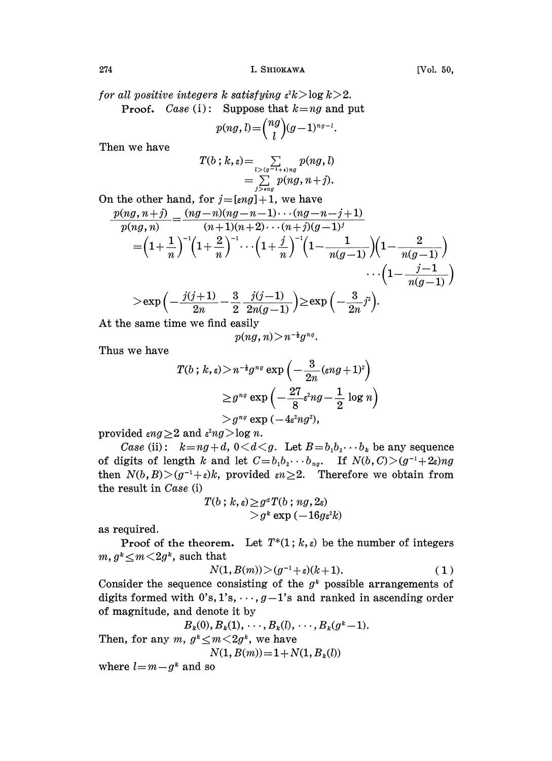*for all positive integers k satisfying* $\varepsilon^2 k > \log k > 2$.

**Proof.** *Case* (i): Suppose that $k = ng$ and put

$$p(ng, l) = \binom{ng}{l}(g-1)^{ng-l}.$$

Then we have

$$T(b\,;k,\varepsilon) = \sum_{l > (g^{-1}+\varepsilon)ng} p(ng, l)$$
$$= \sum_{j > \varepsilon ng} p(ng, n+j).$$

On the other hand, for $j = [\varepsilon ng]+1$, we have

$$\frac{p(ng, n+j)}{p(ng, n)} = \frac{(ng-n)(ng-n-1)\cdots(ng-n-j+1)}{(n+1)(n+2)\cdots(n+j)(g-1)^j}$$
$$= \left(1+\frac{1}{n}\right)^{-1}\left(1+\frac{2}{n}\right)^{-1}\cdots\left(1+\frac{j}{n}\right)^{-1}\left(1-\frac{1}{n(g-1)}\right)\left(1-\frac{2}{n(g-1)}\right)\cdots\left(1-\frac{j-1}{n(g-1)}\right)$$
$$> \exp\left(-\frac{j(j+1)}{2n} - \frac{3}{2}\,\frac{j(j-1)}{2n(g-1)}\right) \geq \exp\left(-\frac{3}{2n}j^2\right).$$

At the same time we find easily

$$p(ng, n) > n^{-\frac{1}{2}} g^{ng}.$$

Thus we have

$$T(b\,;k,\varepsilon) > n^{-\frac{1}{2}} g^{ng} \exp\left(-\frac{3}{2n}(\varepsilon ng+1)^2\right)$$
$$\geq g^{ng} \exp\left(-\frac{27}{8}\varepsilon^2 ng - \frac{1}{2}\log n\right)$$
$$> g^{ng} \exp(-4\varepsilon^2 ng^2),$$

provided $\varepsilon ng \geq 2$ and $\varepsilon^2 ng > \log n$.

*Case* (ii): $k = ng + d$, $0 < d < g$. Let $B = b_1 b_2 \cdots b_k$ be any sequence of digits of length $k$ and let $C = b_1 b_2 \cdots b_{ng}$. If $N(b, C) > (g^{-1}+2\varepsilon)ng$ then $N(b, B) > (g^{-1}+\varepsilon)k$, provided $\varepsilon n \geq 2$. Therefore we obtain from the result in *Case* (i)

$$T(b\,;k,\varepsilon) \geq g^d T(b\,;ng, 2\varepsilon)$$
$$> g^k \exp(-16 g\varepsilon^2 k)$$

as required.

**Proof of the theorem.** Let $T^*(1\,;k,\varepsilon)$ be the number of integers $m$, $g^k \leq m < 2g^k$, such that

$$N(1, B(m)) > (g^{-1}+\varepsilon)(k+1). \tag{1}$$

Consider the sequence consisting of the $g^k$ possible arrangements of digits formed with 0's, 1's, $\cdots$, $g-1$'s and ranked in ascending order of magnitude, and denote it by

$$B_k(0), B_k(1), \cdots, B_k(l), \cdots, B_k(g^k - 1).$$

Then, for any $m$, $g^k \leq m < 2g^k$, we have

$$N(1, B(m)) = 1 + N(1, B_k(l))$$

where $l = m - g^k$ and so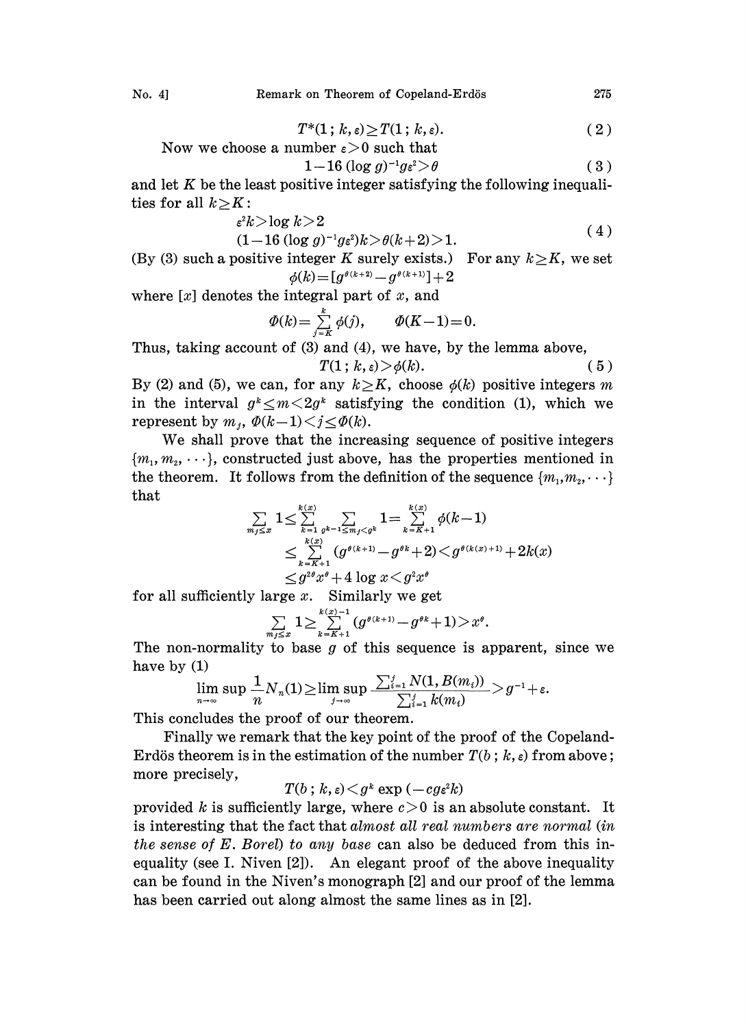$$T^*(1\,;\,k,\varepsilon)\geq T(1\,;\,k,\varepsilon). \tag{2}$$

Now we choose a number $\varepsilon>0$ such that

$$1-16\,(\log g)^{-1}g\varepsilon^2>\theta \tag{3}$$

and let $K$ be the least positive integer satisfying the following inequalities for all $k\geq K$:

$$\begin{aligned}&\varepsilon^2 k>\log k>2\\ &(1-16\,(\log g)^{-1}g\varepsilon^2)k>\theta(k+2)>1.\end{aligned} \tag{4}$$

(By (3) such a positive integer $K$ surely exists.) For any $k\geq K$, we set

$$\phi(k)=[g^{\theta(k+2)}-g^{\theta(k+1)}]+2$$

where $[x]$ denotes the integral part of $x$, and

$$\Phi(k)=\sum_{j=K}^{k}\phi(j),\qquad \Phi(K-1)=0.$$

Thus, taking account of (3) and (4), we have, by the lemma above,

$$T(1\,;\,k,\varepsilon)>\phi(k). \tag{5}$$

By (2) and (5), we can, for any $k\geq K$, choose $\phi(k)$ positive integers $m$ in the interval $g^k\leq m<2g^k$ satisfying the condition (1), which we represent by $m_j$, $\Phi(k-1)<j\leq\Phi(k)$.

We shall prove that the increasing sequence of positive integers $\{m_1,m_2,\cdots\}$, constructed just above, has the properties mentioned in the theorem. It follows from the definition of the sequence $\{m_1,m_2,\cdots\}$ that

$$\begin{aligned}\sum_{m_j\leq x}1&\leq\sum_{k=1}^{k(x)}\sum_{g^{k-1}\leq m_j<g^k}1=\sum_{k=K+1}^{k(x)}\phi(k-1)\\ &\leq\sum_{k=K+1}^{k(x)}(g^{\theta(k+1)}-g^{\theta k}+2)<g^{\theta(k(x)+1)}+2k(x)\\ &\leq g^{2\theta}x^{\theta}+4\log x<g^2x^{\theta}\end{aligned}$$

for all sufficiently large $x$. Similarly we get

$$\sum_{m_j\leq x}1\geq\sum_{k=K+1}^{k(x)-1}(g^{\theta(k+1)}-g^{\theta k}+1)>x^{\theta}.$$

The non-normality to base $g$ of this sequence is apparent, since we have by (1)

$$\limsup_{n\to\infty}\frac{1}{n}N_n(1)\geq\limsup_{j\to\infty}\frac{\sum_{i=1}^{j}N(1,B(m_i))}{\sum_{i=1}^{j}k(m_i)}>g^{-1}+\varepsilon.$$

This concludes the proof of our theorem.

Finally we remark that the key point of the proof of the Copeland-Erdös theorem is in the estimation of the number $T(b\,;\,k,\varepsilon)$ from above; more precisely,

$$T(b\,;\,k,\varepsilon)<g^k\exp\,(-cg\varepsilon^2k)$$

provided $k$ is sufficiently large, where $c>0$ is an absolute constant. It is interesting that the fact that *almost all real numbers are normal (in the sense of E. Borel) to any base* can also be deduced from this inequality (see I. Niven [2]). An elegant proof of the above inequality can be found in the Niven's monograph [2] and our proof of the lemma has been carried out along almost the same lines as in [2].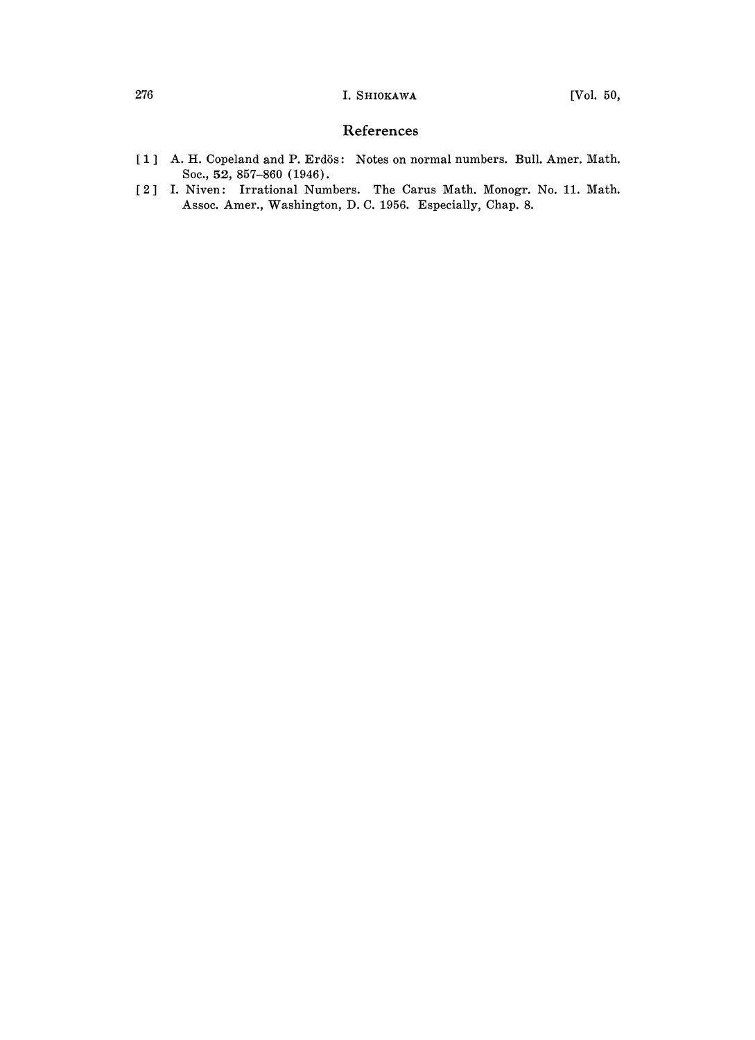## References

[1] A. H. Copeland and P. Erdös: Notes on normal numbers. Bull. Amer. Math. Soc., **52**, 857–860 (1946).

[2] I. Niven: Irrational Numbers. The Carus Math. Monogr. No. 11. Math. Assoc. Amer., Washington, D. C. 1956. Especially, Chap. 8.